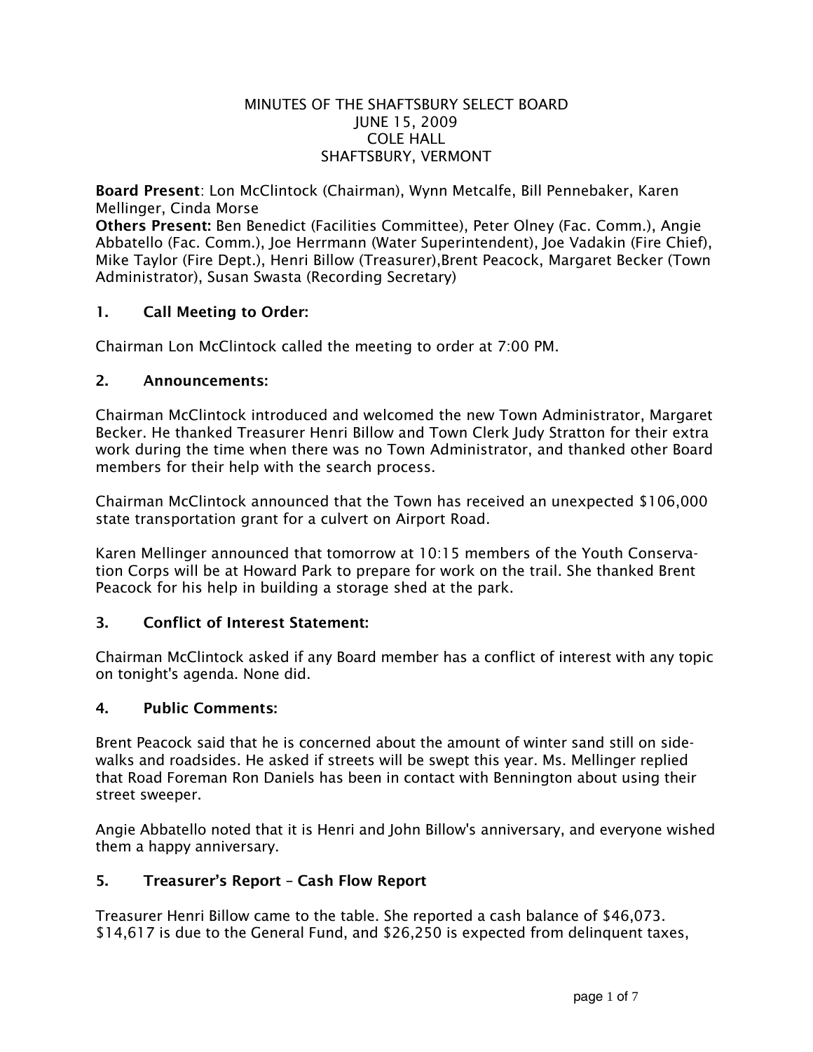# MINUTES OF THE SHAFTSBURY SELECT BOARD
## JUNE 15, 2009
## COLE HALL
## SHAFTSBURY, VERMONT

**Board Present**: Lon McClintock (Chairman), Wynn Metcalfe, Bill Pennebaker, Karen Mellinger, Cinda Morse
**Others Present:** Ben Benedict (Facilities Committee), Peter Olney (Fac. Comm.), Angie Abbatello (Fac. Comm.), Joe Herrmann (Water Superintendent), Joe Vadakin (Fire Chief), Mike Taylor (Fire Dept.), Henri Billow (Treasurer),Brent Peacock, Margaret Becker (Town Administrator), Susan Swasta (Recording Secretary)

### 1. Call Meeting to Order:

Chairman Lon McClintock called the meeting to order at 7:00 PM.

### 2. Announcements:

Chairman McClintock introduced and welcomed the new Town Administrator, Margaret Becker. He thanked Treasurer Henri Billow and Town Clerk Judy Stratton for their extra work during the time when there was no Town Administrator, and thanked other Board members for their help with the search process.

Chairman McClintock announced that the Town has received an unexpected $106,000 state transportation grant for a culvert on Airport Road.

Karen Mellinger announced that tomorrow at 10:15 members of the Youth Conservation Corps will be at Howard Park to prepare for work on the trail. She thanked Brent Peacock for his help in building a storage shed at the park.

### 3. Conflict of Interest Statement:

Chairman McClintock asked if any Board member has a conflict of interest with any topic on tonight's agenda. None did.

### 4. Public Comments:

Brent Peacock said that he is concerned about the amount of winter sand still on sidewalks and roadsides. He asked if streets will be swept this year. Ms. Mellinger replied that Road Foreman Ron Daniels has been in contact with Bennington about using their street sweeper.

Angie Abbatello noted that it is Henri and John Billow's anniversary, and everyone wished them a happy anniversary.

### 5. Treasurer's Report – Cash Flow Report

Treasurer Henri Billow came to the table. She reported a cash balance of $46,073. $14,617 is due to the General Fund, and $26,250 is expected from delinquent taxes,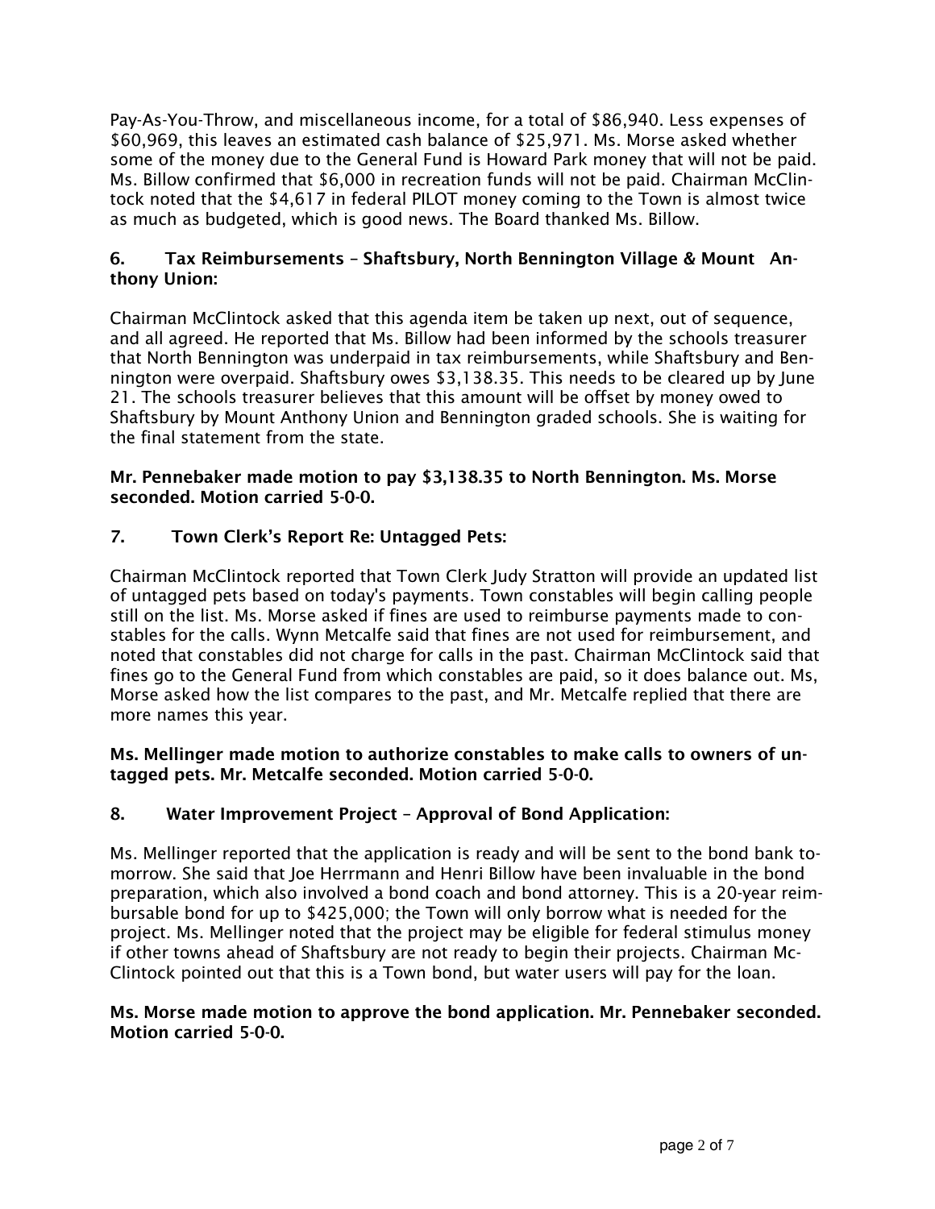Pay-As-You-Throw, and miscellaneous income, for a total of $86,940. Less expenses of $60,969, this leaves an estimated cash balance of $25,971. Ms. Morse asked whether some of the money due to the General Fund is Howard Park money that will not be paid. Ms. Billow confirmed that $6,000 in recreation funds will not be paid. Chairman McClintock noted that the $4,617 in federal PILOT money coming to the Town is almost twice as much as budgeted, which is good news. The Board thanked Ms. Billow.

**6. Tax Reimbursements – Shaftsbury, North Bennington Village & Mount Anthony Union:**

Chairman McClintock asked that this agenda item be taken up next, out of sequence, and all agreed. He reported that Ms. Billow had been informed by the schools treasurer that North Bennington was underpaid in tax reimbursements, while Shaftsbury and Bennington were overpaid. Shaftsbury owes $3,138.35. This needs to be cleared up by June 21. The schools treasurer believes that this amount will be offset by money owed to Shaftsbury by Mount Anthony Union and Bennington graded schools. She is waiting for the final statement from the state.

**Mr. Pennebaker made motion to pay $3,138.35 to North Bennington. Ms. Morse seconded. Motion carried 5-0-0.**

**7. Town Clerk's Report Re: Untagged Pets:**

Chairman McClintock reported that Town Clerk Judy Stratton will provide an updated list of untagged pets based on today's payments. Town constables will begin calling people still on the list. Ms. Morse asked if fines are used to reimburse payments made to constables for the calls. Wynn Metcalfe said that fines are not used for reimbursement, and noted that constables did not charge for calls in the past. Chairman McClintock said that fines go to the General Fund from which constables are paid, so it does balance out. Ms, Morse asked how the list compares to the past, and Mr. Metcalfe replied that there are more names this year.

**Ms. Mellinger made motion to authorize constables to make calls to owners of untagged pets. Mr. Metcalfe seconded. Motion carried 5-0-0.**

**8. Water Improvement Project – Approval of Bond Application:**

Ms. Mellinger reported that the application is ready and will be sent to the bond bank tomorrow. She said that Joe Herrmann and Henri Billow have been invaluable in the bond preparation, which also involved a bond coach and bond attorney. This is a 20-year reimbursable bond for up to $425,000; the Town will only borrow what is needed for the project. Ms. Mellinger noted that the project may be eligible for federal stimulus money if other towns ahead of Shaftsbury are not ready to begin their projects. Chairman McClintock pointed out that this is a Town bond, but water users will pay for the loan.

**Ms. Morse made motion to approve the bond application. Mr. Pennebaker seconded. Motion carried 5-0-0.**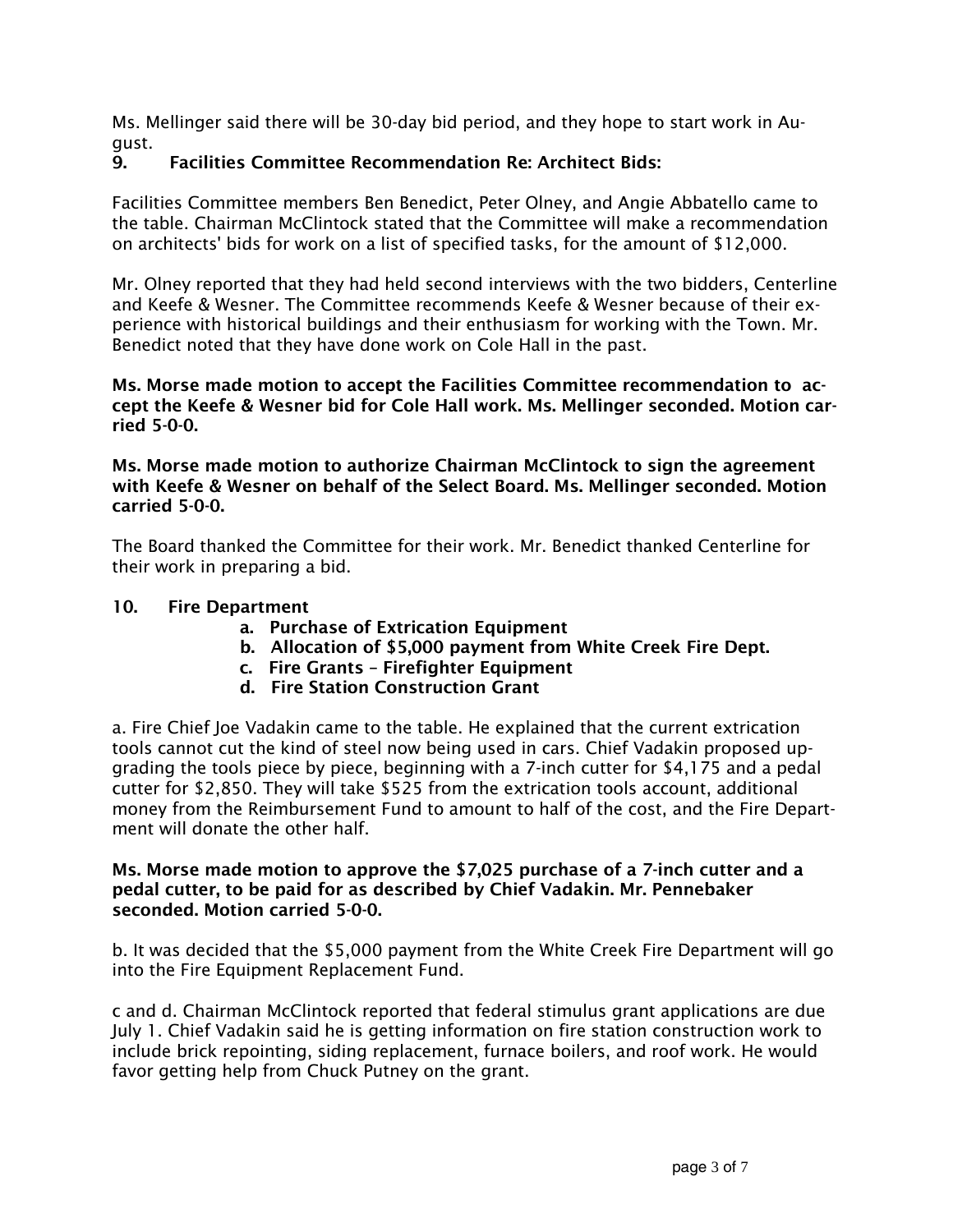Ms. Mellinger said there will be 30-day bid period, and they hope to start work in August.

### 9. Facilities Committee Recommendation Re: Architect Bids:

Facilities Committee members Ben Benedict, Peter Olney, and Angie Abbatello came to the table. Chairman McClintock stated that the Committee will make a recommendation on architects' bids for work on a list of specified tasks, for the amount of $12,000.

Mr. Olney reported that they had held second interviews with the two bidders, Centerline and Keefe & Wesner. The Committee recommends Keefe & Wesner because of their experience with historical buildings and their enthusiasm for working with the Town. Mr. Benedict noted that they have done work on Cole Hall in the past.

**Ms. Morse made motion to accept the Facilities Committee recommendation to accept the Keefe & Wesner bid for Cole Hall work. Ms. Mellinger seconded. Motion carried 5-0-0.**

**Ms. Morse made motion to authorize Chairman McClintock to sign the agreement with Keefe & Wesner on behalf of the Select Board. Ms. Mellinger seconded. Motion carried 5-0-0.**

The Board thanked the Committee for their work. Mr. Benedict thanked Centerline for their work in preparing a bid.

### 10. Fire Department

- **a. Purchase of Extrication Equipment**
- **b. Allocation of $5,000 payment from White Creek Fire Dept.**
- **c. Fire Grants – Firefighter Equipment**
- **d. Fire Station Construction Grant**

a. Fire Chief Joe Vadakin came to the table. He explained that the current extrication tools cannot cut the kind of steel now being used in cars. Chief Vadakin proposed upgrading the tools piece by piece, beginning with a 7-inch cutter for $4,175 and a pedal cutter for $2,850. They will take $525 from the extrication tools account, additional money from the Reimbursement Fund to amount to half of the cost, and the Fire Department will donate the other half.

**Ms. Morse made motion to approve the $7,025 purchase of a 7-inch cutter and a pedal cutter, to be paid for as described by Chief Vadakin. Mr. Pennebaker seconded. Motion carried 5-0-0.**

b. It was decided that the $5,000 payment from the White Creek Fire Department will go into the Fire Equipment Replacement Fund.

c and d. Chairman McClintock reported that federal stimulus grant applications are due July 1. Chief Vadakin said he is getting information on fire station construction work to include brick repointing, siding replacement, furnace boilers, and roof work. He would favor getting help from Chuck Putney on the grant.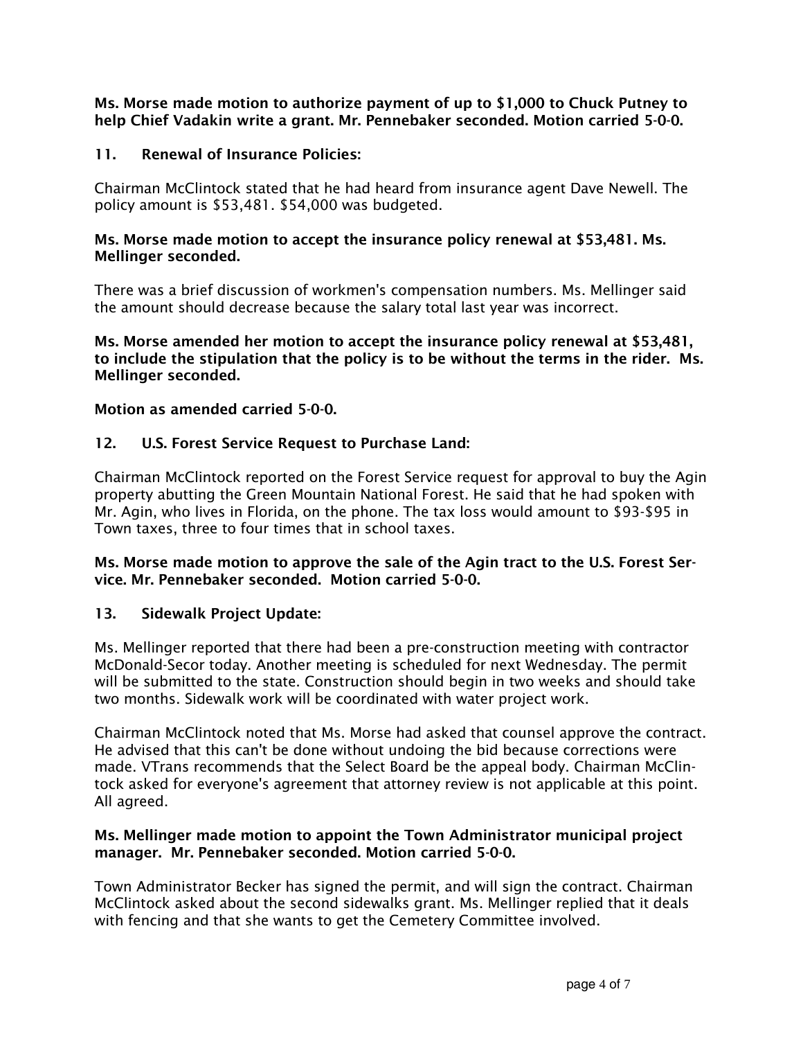**Ms. Morse made motion to authorize payment of up to $1,000 to Chuck Putney to help Chief Vadakin write a grant. Mr. Pennebaker seconded. Motion carried 5-0-0.**

## 11. Renewal of Insurance Policies:

Chairman McClintock stated that he had heard from insurance agent Dave Newell. The policy amount is $53,481. $54,000 was budgeted.

**Ms. Morse made motion to accept the insurance policy renewal at $53,481. Ms. Mellinger seconded.**

There was a brief discussion of workmen's compensation numbers. Ms. Mellinger said the amount should decrease because the salary total last year was incorrect.

**Ms. Morse amended her motion to accept the insurance policy renewal at $53,481, to include the stipulation that the policy is to be without the terms in the rider. Ms. Mellinger seconded.**

**Motion as amended carried 5-0-0.**

## 12. U.S. Forest Service Request to Purchase Land:

Chairman McClintock reported on the Forest Service request for approval to buy the Agin property abutting the Green Mountain National Forest. He said that he had spoken with Mr. Agin, who lives in Florida, on the phone. The tax loss would amount to $93-$95 in Town taxes, three to four times that in school taxes.

**Ms. Morse made motion to approve the sale of the Agin tract to the U.S. Forest Service. Mr. Pennebaker seconded. Motion carried 5-0-0.**

## 13. Sidewalk Project Update:

Ms. Mellinger reported that there had been a pre-construction meeting with contractor McDonald-Secor today. Another meeting is scheduled for next Wednesday. The permit will be submitted to the state. Construction should begin in two weeks and should take two months. Sidewalk work will be coordinated with water project work.

Chairman McClintock noted that Ms. Morse had asked that counsel approve the contract. He advised that this can't be done without undoing the bid because corrections were made. VTrans recommends that the Select Board be the appeal body. Chairman McClintock asked for everyone's agreement that attorney review is not applicable at this point. All agreed.

**Ms. Mellinger made motion to appoint the Town Administrator municipal project manager. Mr. Pennebaker seconded. Motion carried 5-0-0.**

Town Administrator Becker has signed the permit, and will sign the contract. Chairman McClintock asked about the second sidewalks grant. Ms. Mellinger replied that it deals with fencing and that she wants to get the Cemetery Committee involved.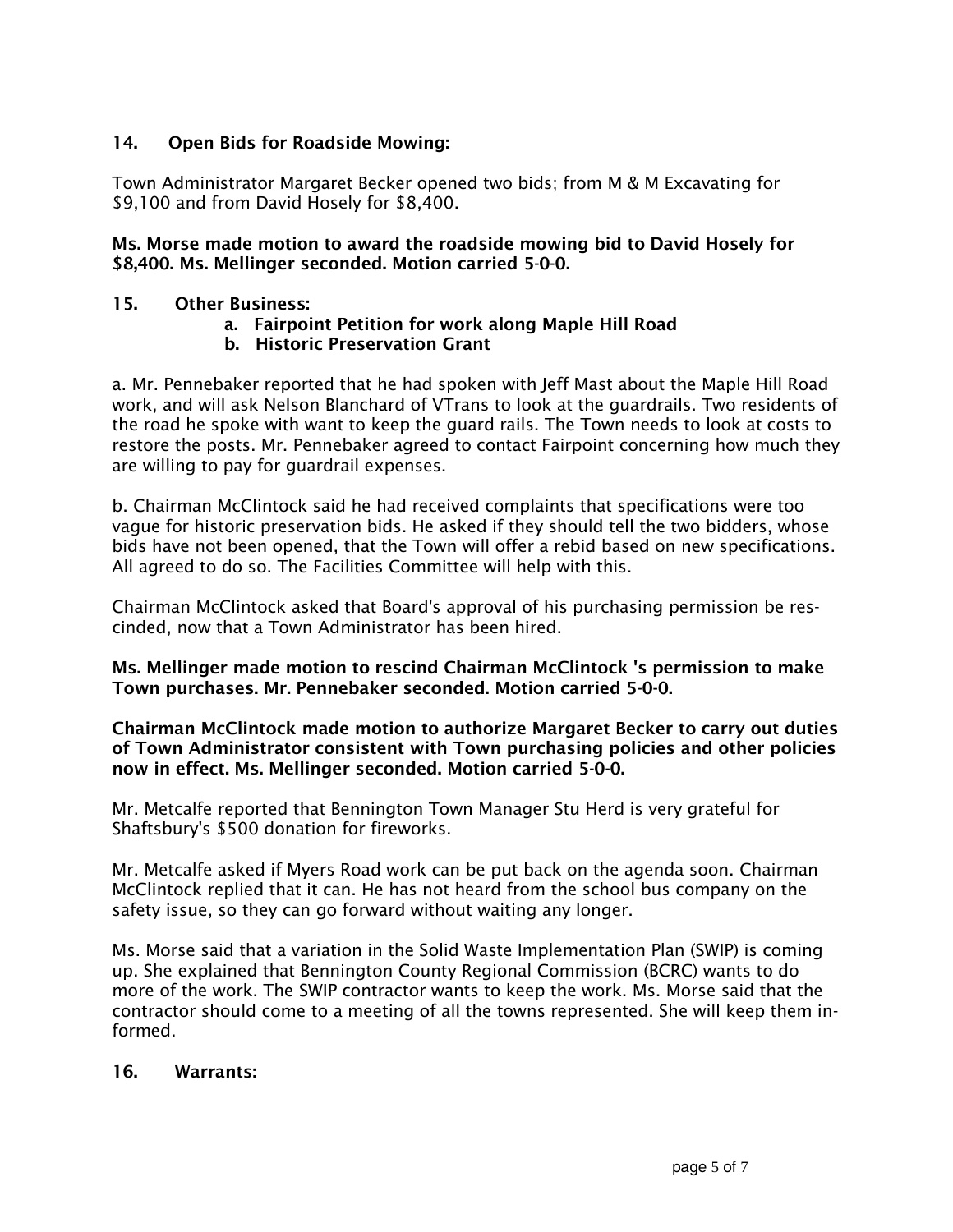### 14. Open Bids for Roadside Mowing:

Town Administrator Margaret Becker opened two bids; from M & M Excavating for $9,100 and from David Hosely for $8,400.

**Ms. Morse made motion to award the roadside mowing bid to David Hosely for $8,400. Ms. Mellinger seconded. Motion carried 5-0-0.**

### 15. Other Business:

**a. Fairpoint Petition for work along Maple Hill Road**
**b. Historic Preservation Grant**

a. Mr. Pennebaker reported that he had spoken with Jeff Mast about the Maple Hill Road work, and will ask Nelson Blanchard of VTrans to look at the guardrails. Two residents of the road he spoke with want to keep the guard rails. The Town needs to look at costs to restore the posts. Mr. Pennebaker agreed to contact Fairpoint concerning how much they are willing to pay for guardrail expenses.

b. Chairman McClintock said he had received complaints that specifications were too vague for historic preservation bids. He asked if they should tell the two bidders, whose bids have not been opened, that the Town will offer a rebid based on new specifications. All agreed to do so. The Facilities Committee will help with this.

Chairman McClintock asked that Board's approval of his purchasing permission be rescinded, now that a Town Administrator has been hired.

**Ms. Mellinger made motion to rescind Chairman McClintock 's permission to make Town purchases. Mr. Pennebaker seconded. Motion carried 5-0-0.**

**Chairman McClintock made motion to authorize Margaret Becker to carry out duties of Town Administrator consistent with Town purchasing policies and other policies now in effect. Ms. Mellinger seconded. Motion carried 5-0-0.**

Mr. Metcalfe reported that Bennington Town Manager Stu Herd is very grateful for Shaftsbury's $500 donation for fireworks.

Mr. Metcalfe asked if Myers Road work can be put back on the agenda soon. Chairman McClintock replied that it can. He has not heard from the school bus company on the safety issue, so they can go forward without waiting any longer.

Ms. Morse said that a variation in the Solid Waste Implementation Plan (SWIP) is coming up. She explained that Bennington County Regional Commission (BCRC) wants to do more of the work. The SWIP contractor wants to keep the work. Ms. Morse said that the contractor should come to a meeting of all the towns represented. She will keep them informed.

### 16. Warrants: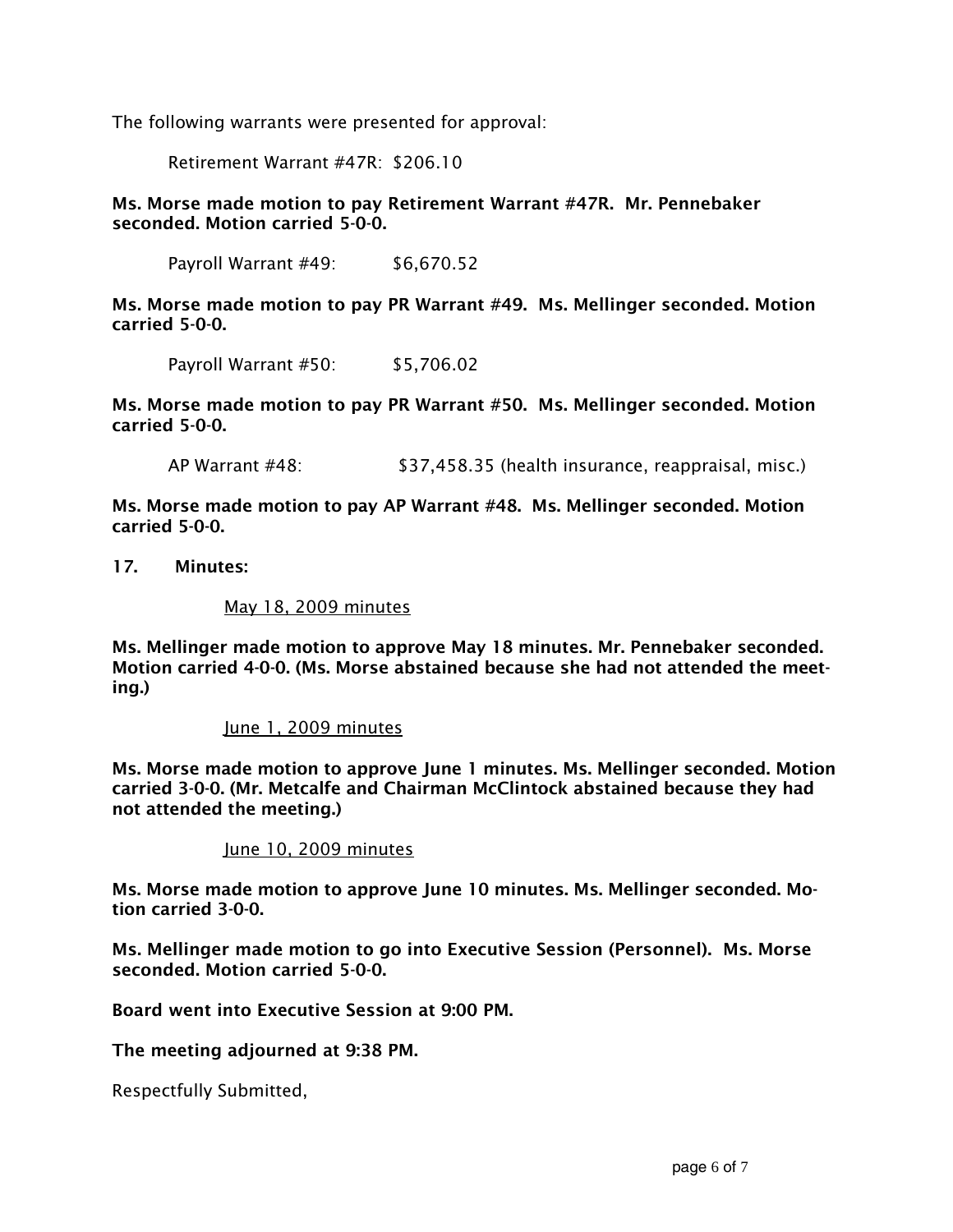The following warrants were presented for approval:

Retirement Warrant #47R: $206.10

**Ms. Morse made motion to pay Retirement Warrant #47R. Mr. Pennebaker seconded. Motion carried 5-0-0.**

Payroll Warrant #49: $6,670.52

**Ms. Morse made motion to pay PR Warrant #49. Ms. Mellinger seconded. Motion carried 5-0-0.**

Payroll Warrant #50: $5,706.02

**Ms. Morse made motion to pay PR Warrant #50. Ms. Mellinger seconded. Motion carried 5-0-0.**

AP Warrant #48: $37,458.35 (health insurance, reappraisal, misc.)

**Ms. Morse made motion to pay AP Warrant #48. Ms. Mellinger seconded. Motion carried 5-0-0.**

**17. Minutes:**

May 18, 2009 minutes

**Ms. Mellinger made motion to approve May 18 minutes. Mr. Pennebaker seconded. Motion carried 4-0-0. (Ms. Morse abstained because she had not attended the meeting.)**

June 1, 2009 minutes

**Ms. Morse made motion to approve June 1 minutes. Ms. Mellinger seconded. Motion carried 3-0-0. (Mr. Metcalfe and Chairman McClintock abstained because they had not attended the meeting.)**

June 10, 2009 minutes

**Ms. Morse made motion to approve June 10 minutes. Ms. Mellinger seconded. Motion carried 3-0-0.**

**Ms. Mellinger made motion to go into Executive Session (Personnel). Ms. Morse seconded. Motion carried 5-0-0.**

**Board went into Executive Session at 9:00 PM.**

**The meeting adjourned at 9:38 PM.**

Respectfully Submitted,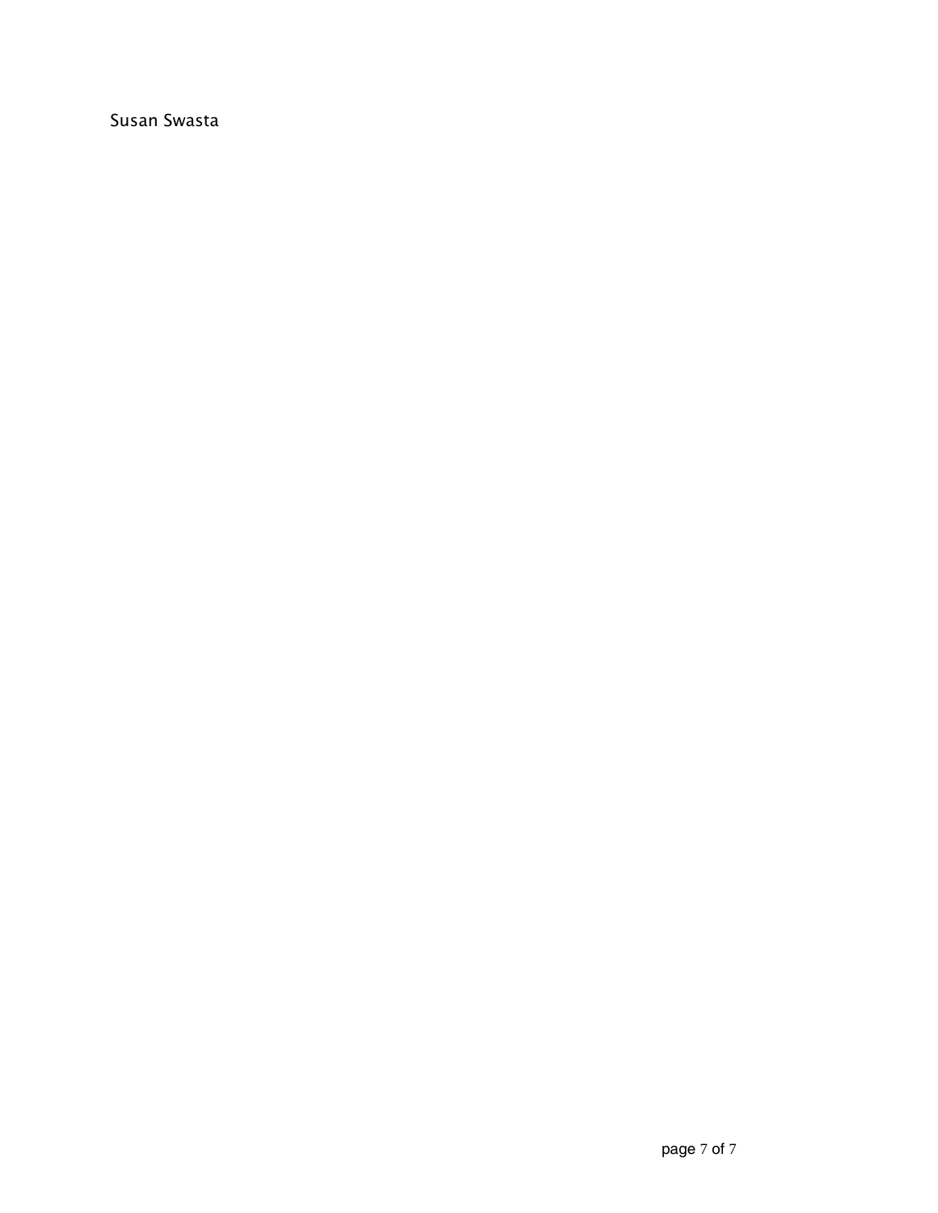Susan Swasta